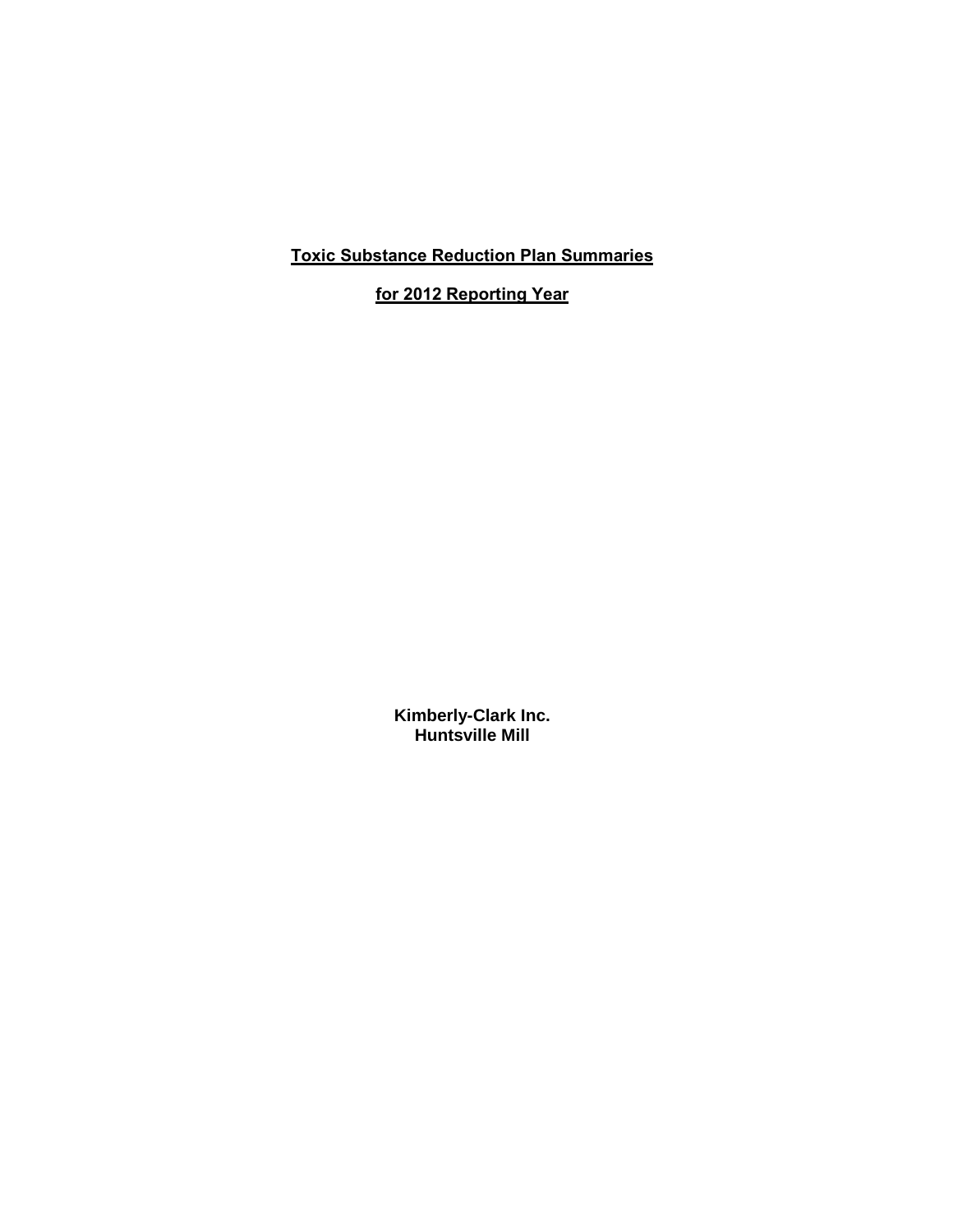# Toxic Substance Reduction Plan Summaries

# for 2012 Reporting Year

**Kimberly-Clark Inc.**
**Huntsville Mill**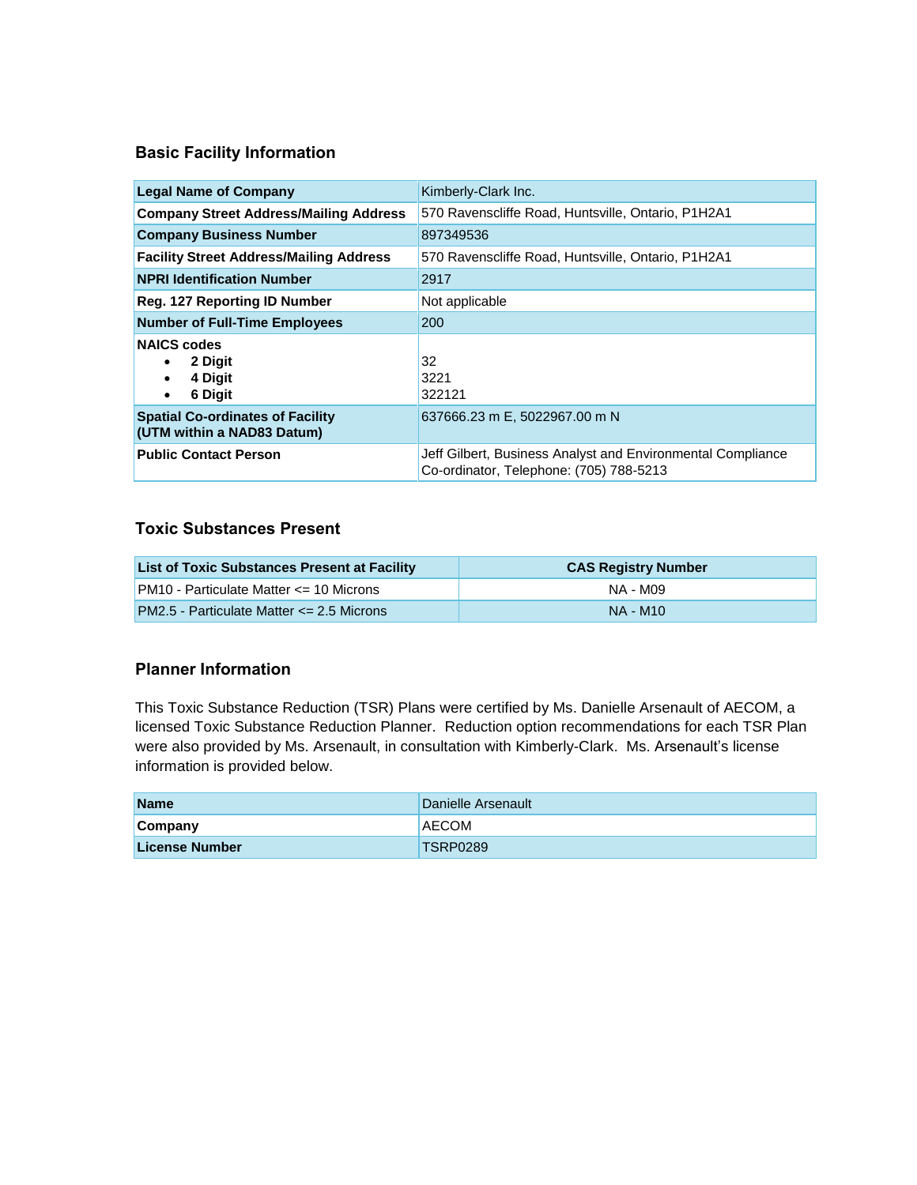## Basic Facility Information

| | |
|---|---|
| **Legal Name of Company** | Kimberly-Clark Inc. |
| **Company Street Address/Mailing Address** | 570 Ravenscliffe Road, Huntsville, Ontario, P1H2A1 |
| **Company Business Number** | 897349536 |
| **Facility Street Address/Mailing Address** | 570 Ravenscliffe Road, Huntsville, Ontario, P1H2A1 |
| **NPRI Identification Number** | 2917 |
| **Reg. 127 Reporting ID Number** | Not applicable |
| **Number of Full-Time Employees** | 200 |
| **NAICS codes**<br>• **2 Digit**<br>• **4 Digit**<br>• **6 Digit** | <br>32<br>3221<br>322121 |
| **Spatial Co-ordinates of Facility (UTM within a NAD83 Datum)** | 637666.23 m E, 5022967.00 m N |
| **Public Contact Person** | Jeff Gilbert, Business Analyst and Environmental Compliance Co-ordinator, Telephone: (705) 788-5213 |

## Toxic Substances Present

| List of Toxic Substances Present at Facility | CAS Registry Number |
|---|---|
| PM10 - Particulate Matter <= 10 Microns | NA - M09 |
| PM2.5 - Particulate Matter <= 2.5 Microns | NA - M10 |

## Planner Information

This Toxic Substance Reduction (TSR) Plans were certified by Ms. Danielle Arsenault of AECOM, a licensed Toxic Substance Reduction Planner. Reduction option recommendations for each TSR Plan were also provided by Ms. Arsenault, in consultation with Kimberly-Clark. Ms. Arsenault's license information is provided below.

| | |
|---|---|
| **Name** | Danielle Arsenault |
| **Company** | AECOM |
| **License Number** | TSRP0289 |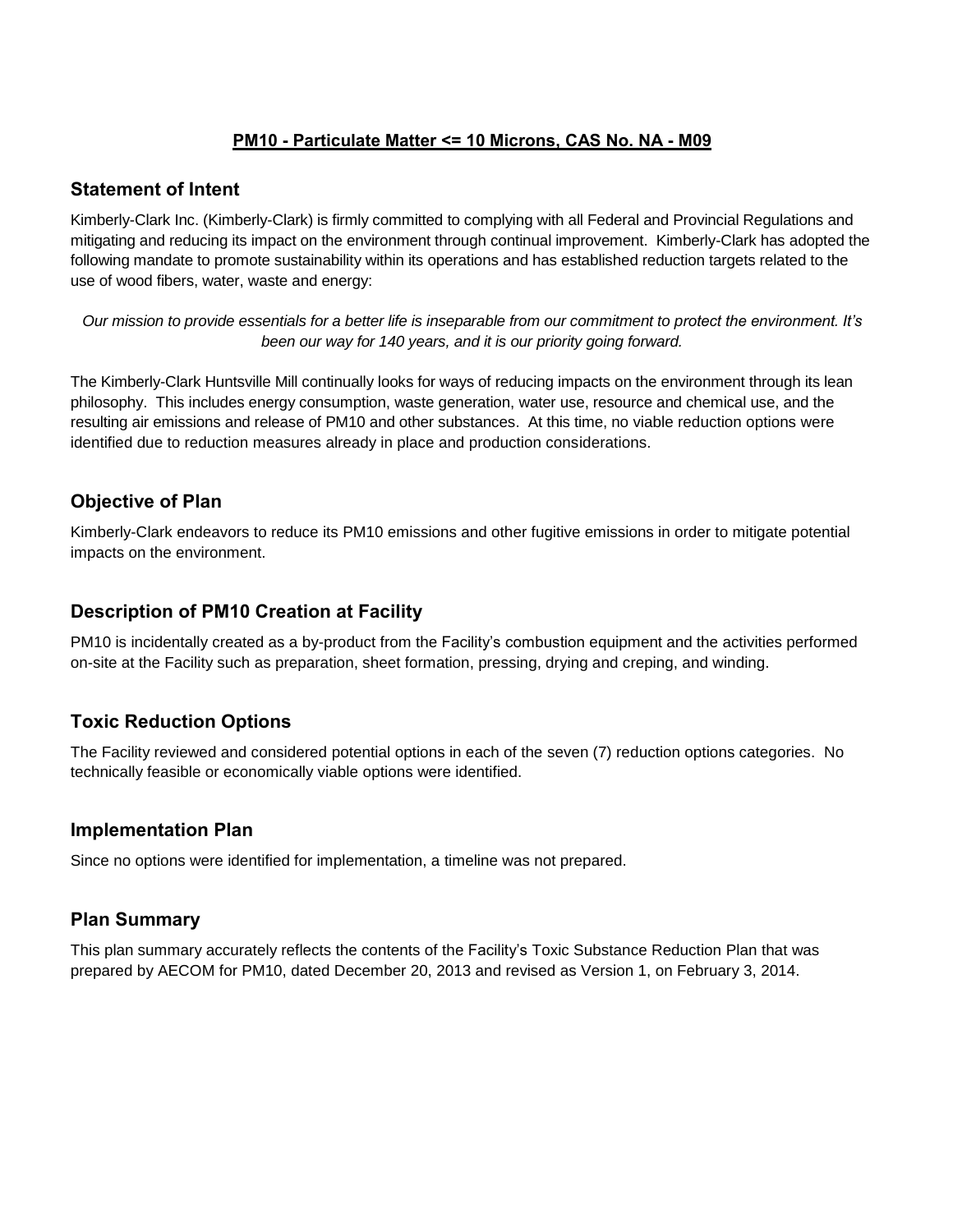**PM10 - Particulate Matter <= 10 Microns, CAS No. NA - M09**

## Statement of Intent

Kimberly-Clark Inc. (Kimberly-Clark) is firmly committed to complying with all Federal and Provincial Regulations and mitigating and reducing its impact on the environment through continual improvement. Kimberly-Clark has adopted the following mandate to promote sustainability within its operations and has established reduction targets related to the use of wood fibers, water, waste and energy:

*Our mission to provide essentials for a better life is inseparable from our commitment to protect the environment. It's been our way for 140 years, and it is our priority going forward.*

The Kimberly-Clark Huntsville Mill continually looks for ways of reducing impacts on the environment through its lean philosophy. This includes energy consumption, waste generation, water use, resource and chemical use, and the resulting air emissions and release of PM10 and other substances. At this time, no viable reduction options were identified due to reduction measures already in place and production considerations.

## Objective of Plan

Kimberly-Clark endeavors to reduce its PM10 emissions and other fugitive emissions in order to mitigate potential impacts on the environment.

## Description of PM10 Creation at Facility

PM10 is incidentally created as a by-product from the Facility's combustion equipment and the activities performed on-site at the Facility such as preparation, sheet formation, pressing, drying and creping, and winding.

## Toxic Reduction Options

The Facility reviewed and considered potential options in each of the seven (7) reduction options categories. No technically feasible or economically viable options were identified.

## Implementation Plan

Since no options were identified for implementation, a timeline was not prepared.

## Plan Summary

This plan summary accurately reflects the contents of the Facility's Toxic Substance Reduction Plan that was prepared by AECOM for PM10, dated December 20, 2013 and revised as Version 1, on February 3, 2014.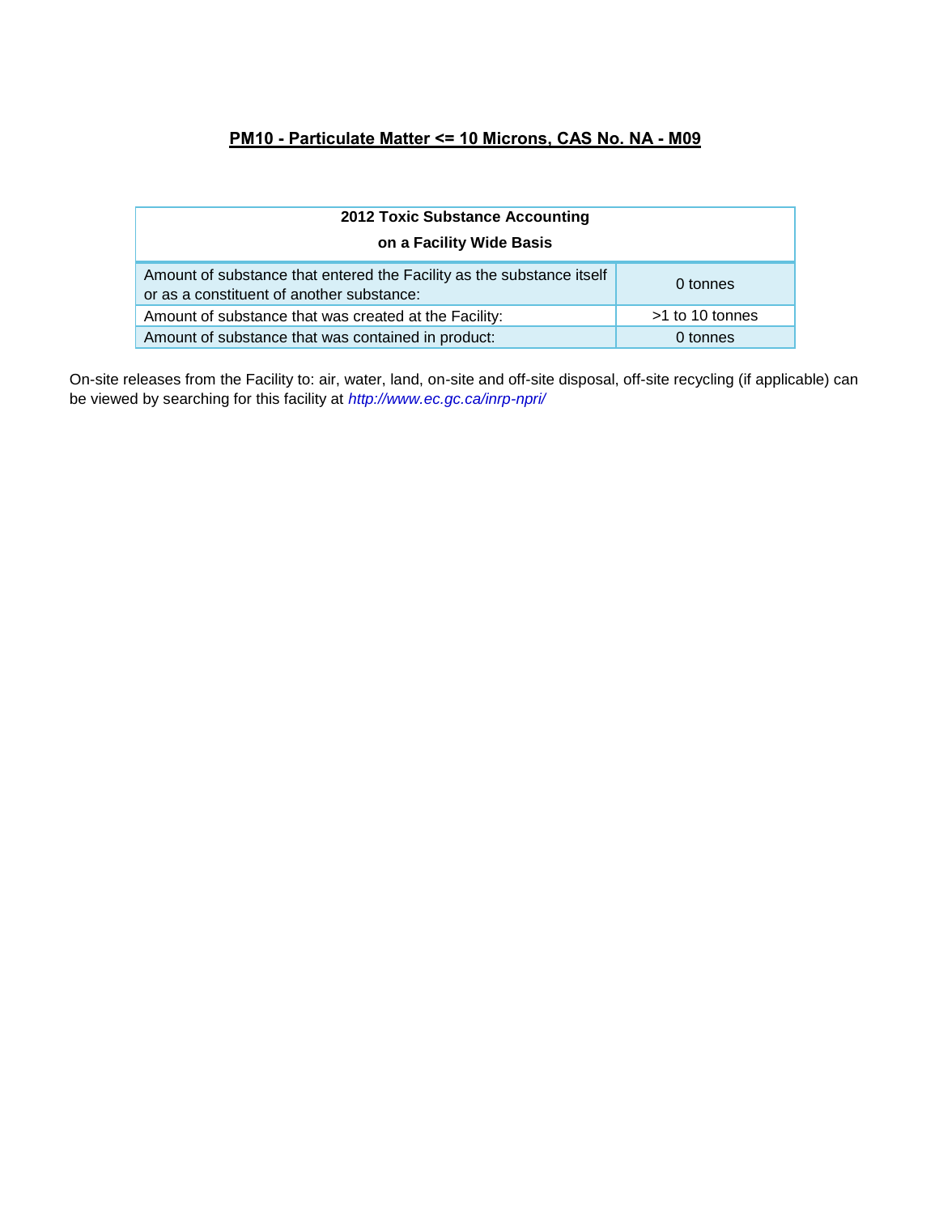## PM10 - Particulate Matter <= 10 Microns, CAS No. NA - M09

| 2012 Toxic Substance Accounting on a Facility Wide Basis | |
|---|---|
| Amount of substance that entered the Facility as the substance itself or as a constituent of another substance: | 0 tonnes |
| Amount of substance that was created at the Facility: | >1 to 10 tonnes |
| Amount of substance that was contained in product: | 0 tonnes |

On-site releases from the Facility to: air, water, land, on-site and off-site disposal, off-site recycling (if applicable) can be viewed by searching for this facility at *http://www.ec.gc.ca/inrp-npri/*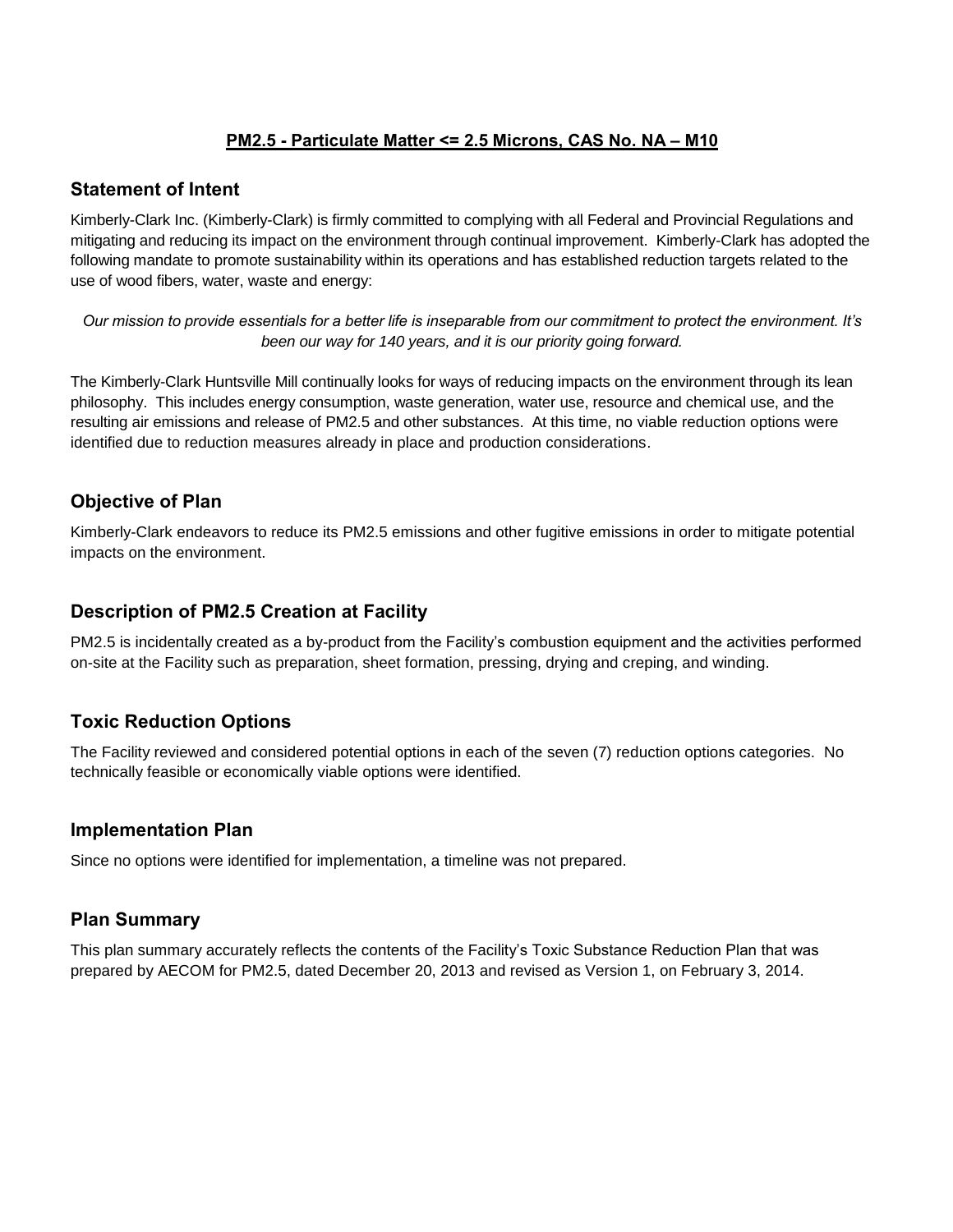**PM2.5 - Particulate Matter <= 2.5 Microns, CAS No. NA – M10**

## Statement of Intent

Kimberly-Clark Inc. (Kimberly-Clark) is firmly committed to complying with all Federal and Provincial Regulations and mitigating and reducing its impact on the environment through continual improvement. Kimberly-Clark has adopted the following mandate to promote sustainability within its operations and has established reduction targets related to the use of wood fibers, water, waste and energy:

*Our mission to provide essentials for a better life is inseparable from our commitment to protect the environment. It's been our way for 140 years, and it is our priority going forward.*

The Kimberly-Clark Huntsville Mill continually looks for ways of reducing impacts on the environment through its lean philosophy. This includes energy consumption, waste generation, water use, resource and chemical use, and the resulting air emissions and release of PM2.5 and other substances. At this time, no viable reduction options were identified due to reduction measures already in place and production considerations.

## Objective of Plan

Kimberly-Clark endeavors to reduce its PM2.5 emissions and other fugitive emissions in order to mitigate potential impacts on the environment.

## Description of PM2.5 Creation at Facility

PM2.5 is incidentally created as a by-product from the Facility's combustion equipment and the activities performed on-site at the Facility such as preparation, sheet formation, pressing, drying and creping, and winding.

## Toxic Reduction Options

The Facility reviewed and considered potential options in each of the seven (7) reduction options categories. No technically feasible or economically viable options were identified.

## Implementation Plan

Since no options were identified for implementation, a timeline was not prepared.

## Plan Summary

This plan summary accurately reflects the contents of the Facility's Toxic Substance Reduction Plan that was prepared by AECOM for PM2.5, dated December 20, 2013 and revised as Version 1, on February 3, 2014.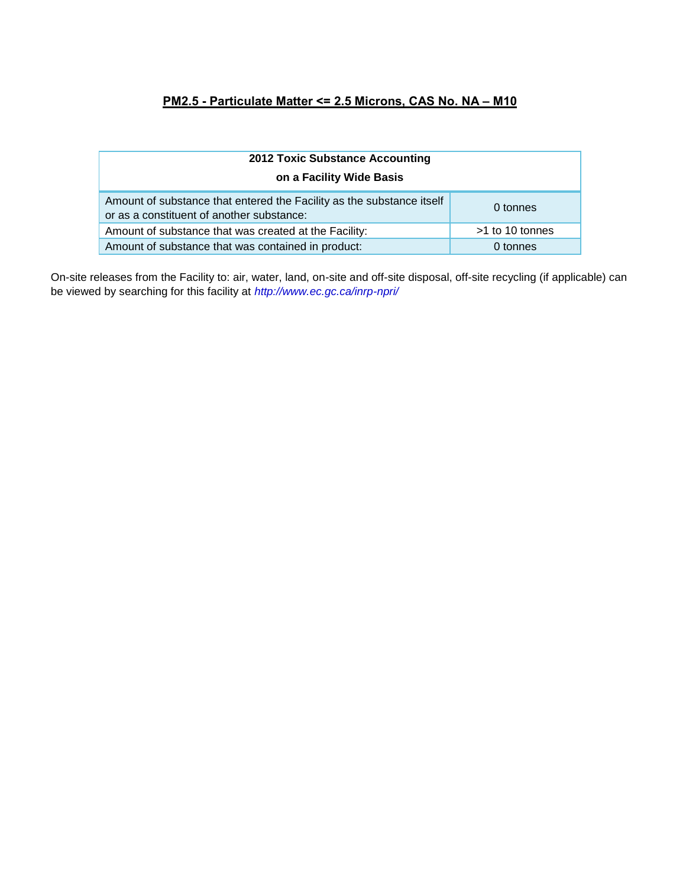## PM2.5 - Particulate Matter <= 2.5 Microns, CAS No. NA – M10

| 2012 Toxic Substance Accounting on a Facility Wide Basis | |
|---|---|
| Amount of substance that entered the Facility as the substance itself or as a constituent of another substance: | 0 tonnes |
| Amount of substance that was created at the Facility: | >1 to 10 tonnes |
| Amount of substance that was contained in product: | 0 tonnes |

On-site releases from the Facility to: air, water, land, on-site and off-site disposal, off-site recycling (if applicable) can be viewed by searching for this facility at *http://www.ec.gc.ca/inrp-npri/*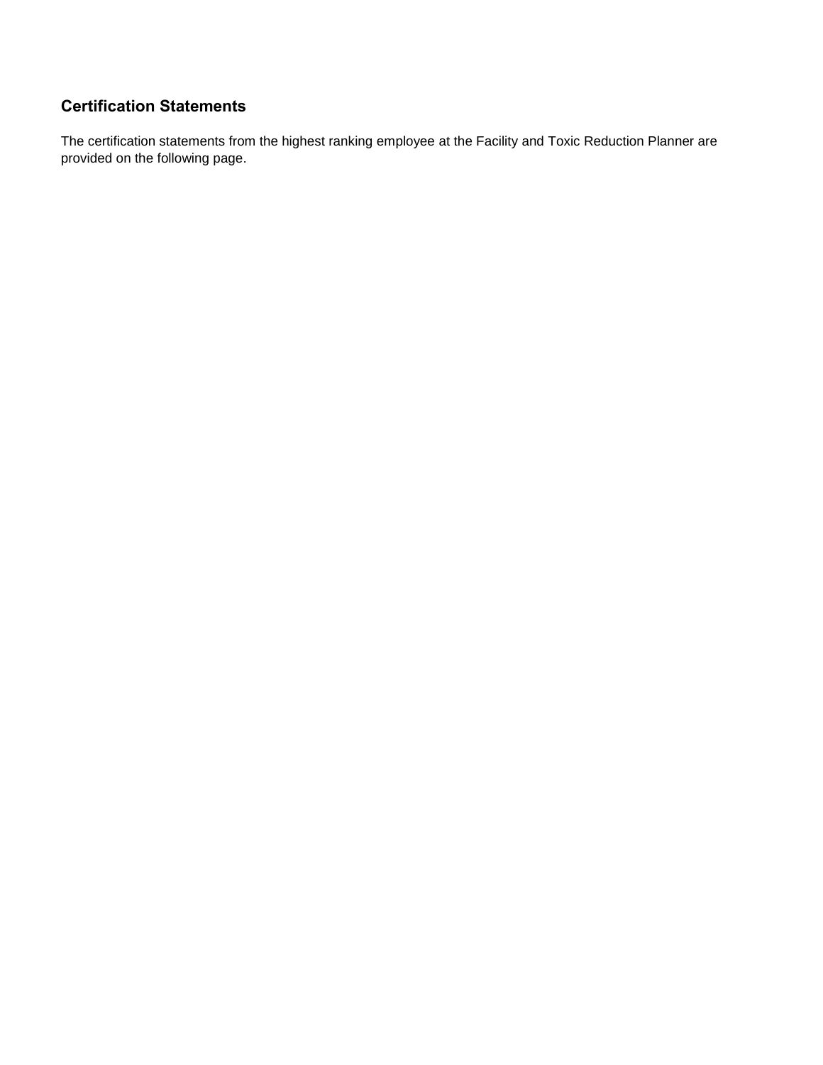## Certification Statements

The certification statements from the highest ranking employee at the Facility and Toxic Reduction Planner are provided on the following page.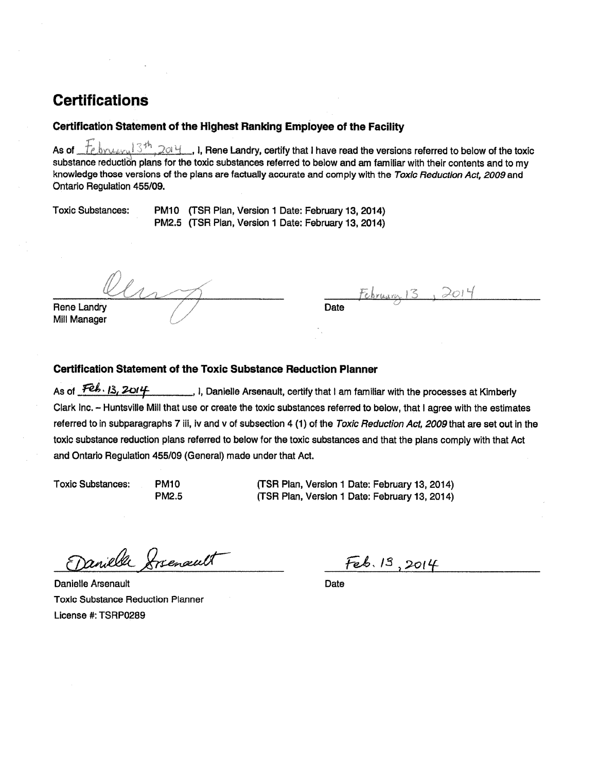# Certifications

### Certification Statement of the Highest Ranking Employee of the Facility

As of February 13th, 2014, I, Rene Landry, certify that I have read the versions referred to below of the toxic substance reduction plans for the toxic substances referred to below and am familiar with their contents and to my knowledge those versions of the plans are factually accurate and comply with the *Toxic Reduction Act, 2009* and Ontario Regulation 455/09.

| | | |
|---|---|---|
| Toxic Substances: | PM10 | (TSR Plan, Version 1 Date: February 13, 2014) |
| | PM2.5 | (TSR Plan, Version 1 Date: February 13, 2014) |

Rene Landry
Mill Manager

Date: February 13, 2014

### Certification Statement of the Toxic Substance Reduction Planner

As of Feb. 13, 2014, I, Danielle Arsenault, certify that I am familiar with the processes at Kimberly Clark Inc. – Huntsville Mill that use or create the toxic substances referred to below, that I agree with the estimates referred to in subparagraphs 7 iii, iv and v of subsection 4 (1) of the *Toxic Reduction Act, 2009* that are set out in the toxic substance reduction plans referred to below for the toxic substances and that the plans comply with that Act and Ontario Regulation 455/09 (General) made under that Act.

| | | |
|---|---|---|
| Toxic Substances: | PM10 | (TSR Plan, Version 1 Date: February 13, 2014) |
| | PM2.5 | (TSR Plan, Version 1 Date: February 13, 2014) |

Danielle Arsenault
Toxic Substance Reduction Planner
License #: TSRP0289

Date: Feb. 13, 2014